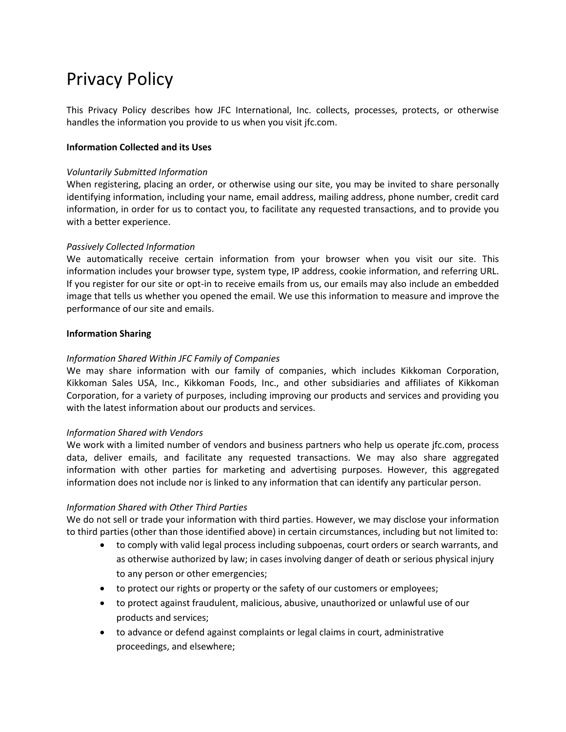# Privacy Policy

This Privacy Policy describes how JFC International, Inc. collects, processes, protects, or otherwise handles the information you provide to us when you visit jfc.com.

**Information Collected and its Uses**

*Voluntarily Submitted Information*

When registering, placing an order, or otherwise using our site, you may be invited to share personally identifying information, including your name, email address, mailing address, phone number, credit card information, in order for us to contact you, to facilitate any requested transactions, and to provide you with a better experience.

*Passively Collected Information*

We automatically receive certain information from your browser when you visit our site. This information includes your browser type, system type, IP address, cookie information, and referring URL. If you register for our site or opt-in to receive emails from us, our emails may also include an embedded image that tells us whether you opened the email. We use this information to measure and improve the performance of our site and emails.

**Information Sharing**

*Information Shared Within JFC Family of Companies*

We may share information with our family of companies, which includes Kikkoman Corporation, Kikkoman Sales USA, Inc., Kikkoman Foods, Inc., and other subsidiaries and affiliates of Kikkoman Corporation, for a variety of purposes, including improving our products and services and providing you with the latest information about our products and services.

*Information Shared with Vendors*

We work with a limited number of vendors and business partners who help us operate jfc.com, process data, deliver emails, and facilitate any requested transactions. We may also share aggregated information with other parties for marketing and advertising purposes. However, this aggregated information does not include nor is linked to any information that can identify any particular person.

*Information Shared with Other Third Parties*

We do not sell or trade your information with third parties. However, we may disclose your information to third parties (other than those identified above) in certain circumstances, including but not limited to:

- to comply with valid legal process including subpoenas, court orders or search warrants, and as otherwise authorized by law; in cases involving danger of death or serious physical injury to any person or other emergencies;
- to protect our rights or property or the safety of our customers or employees;
- to protect against fraudulent, malicious, abusive, unauthorized or unlawful use of our products and services;
- to advance or defend against complaints or legal claims in court, administrative proceedings, and elsewhere;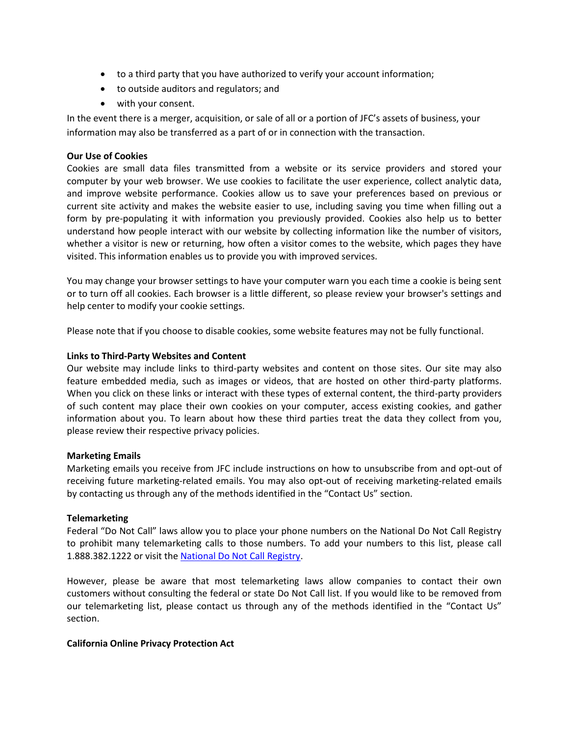- to a third party that you have authorized to verify your account information;
- to outside auditors and regulators; and
- with your consent.

In the event there is a merger, acquisition, or sale of all or a portion of JFC's assets of business, your information may also be transferred as a part of or in connection with the transaction.

**Our Use of Cookies**

Cookies are small data files transmitted from a website or its service providers and stored your computer by your web browser. We use cookies to facilitate the user experience, collect analytic data, and improve website performance. Cookies allow us to save your preferences based on previous or current site activity and makes the website easier to use, including saving you time when filling out a form by pre-populating it with information you previously provided. Cookies also help us to better understand how people interact with our website by collecting information like the number of visitors, whether a visitor is new or returning, how often a visitor comes to the website, which pages they have visited. This information enables us to provide you with improved services.

You may change your browser settings to have your computer warn you each time a cookie is being sent or to turn off all cookies. Each browser is a little different, so please review your browser's settings and help center to modify your cookie settings.

Please note that if you choose to disable cookies, some website features may not be fully functional.

**Links to Third-Party Websites and Content**

Our website may include links to third-party websites and content on those sites. Our site may also feature embedded media, such as images or videos, that are hosted on other third-party platforms. When you click on these links or interact with these types of external content, the third-party providers of such content may place their own cookies on your computer, access existing cookies, and gather information about you. To learn about how these third parties treat the data they collect from you, please review their respective privacy policies.

**Marketing Emails**

Marketing emails you receive from JFC include instructions on how to unsubscribe from and opt-out of receiving future marketing-related emails. You may also opt-out of receiving marketing-related emails by contacting us through any of the methods identified in the "Contact Us" section.

**Telemarketing**

Federal "Do Not Call" laws allow you to place your phone numbers on the National Do Not Call Registry to prohibit many telemarketing calls to those numbers. To add your numbers to this list, please call 1.888.382.1222 or visit the National Do Not Call Registry.

However, please be aware that most telemarketing laws allow companies to contact their own customers without consulting the federal or state Do Not Call list. If you would like to be removed from our telemarketing list, please contact us through any of the methods identified in the "Contact Us" section.

**California Online Privacy Protection Act**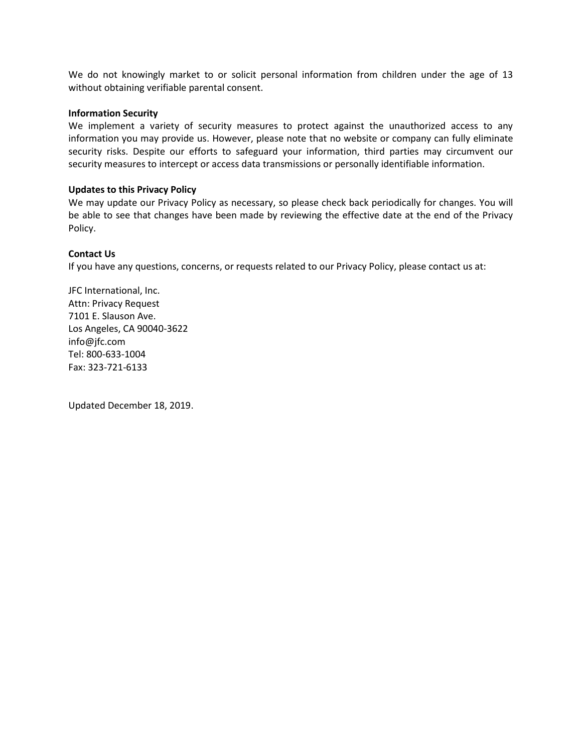We do not knowingly market to or solicit personal information from children under the age of 13 without obtaining verifiable parental consent.

**Information Security**

We implement a variety of security measures to protect against the unauthorized access to any information you may provide us. However, please note that no website or company can fully eliminate security risks. Despite our efforts to safeguard your information, third parties may circumvent our security measures to intercept or access data transmissions or personally identifiable information.

**Updates to this Privacy Policy**

We may update our Privacy Policy as necessary, so please check back periodically for changes. You will be able to see that changes have been made by reviewing the effective date at the end of the Privacy Policy.

**Contact Us**

If you have any questions, concerns, or requests related to our Privacy Policy, please contact us at:

JFC International, Inc.
Attn: Privacy Request
7101 E. Slauson Ave.
Los Angeles, CA 90040-3622
info@jfc.com
Tel: 800-633-1004
Fax: 323-721-6133

Updated December 18, 2019.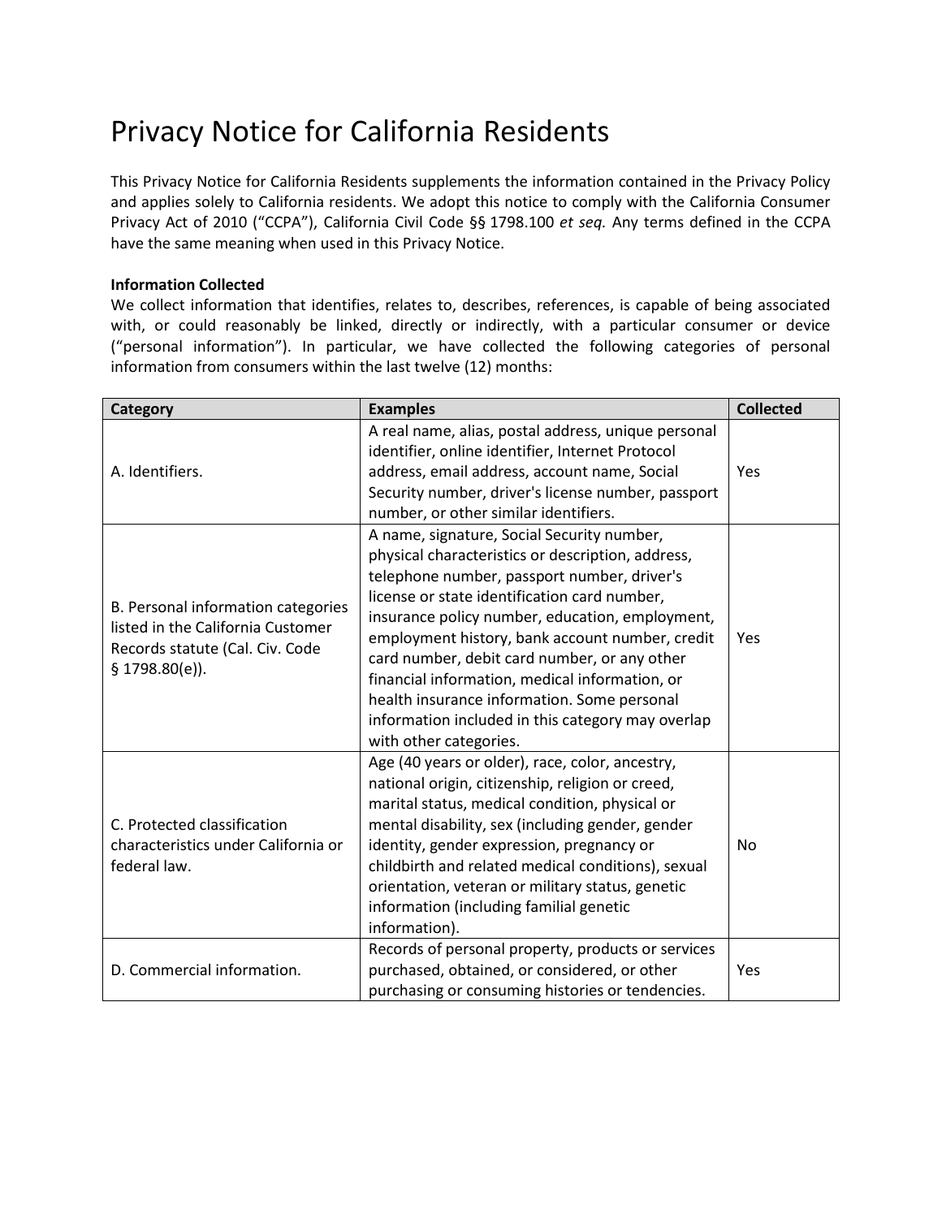# Privacy Notice for California Residents

This Privacy Notice for California Residents supplements the information contained in the Privacy Policy and applies solely to California residents. We adopt this notice to comply with the California Consumer Privacy Act of 2010 ("CCPA"), California Civil Code §§ 1798.100 *et seq.* Any terms defined in the CCPA have the same meaning when used in this Privacy Notice.

**Information Collected**

We collect information that identifies, relates to, describes, references, is capable of being associated with, or could reasonably be linked, directly or indirectly, with a particular consumer or device ("personal information"). In particular, we have collected the following categories of personal information from consumers within the last twelve (12) months:

| Category | Examples | Collected |
|---|---|---|
| A. Identifiers. | A real name, alias, postal address, unique personal identifier, online identifier, Internet Protocol address, email address, account name, Social Security number, driver's license number, passport number, or other similar identifiers. | Yes |
| B. Personal information categories listed in the California Customer Records statute (Cal. Civ. Code § 1798.80(e)). | A name, signature, Social Security number, physical characteristics or description, address, telephone number, passport number, driver's license or state identification card number, insurance policy number, education, employment, employment history, bank account number, credit card number, debit card number, or any other financial information, medical information, or health insurance information. Some personal information included in this category may overlap with other categories. | Yes |
| C. Protected classification characteristics under California or federal law. | Age (40 years or older), race, color, ancestry, national origin, citizenship, religion or creed, marital status, medical condition, physical or mental disability, sex (including gender, gender identity, gender expression, pregnancy or childbirth and related medical conditions), sexual orientation, veteran or military status, genetic information (including familial genetic information). | No |
| D. Commercial information. | Records of personal property, products or services purchased, obtained, or considered, or other purchasing or consuming histories or tendencies. | Yes |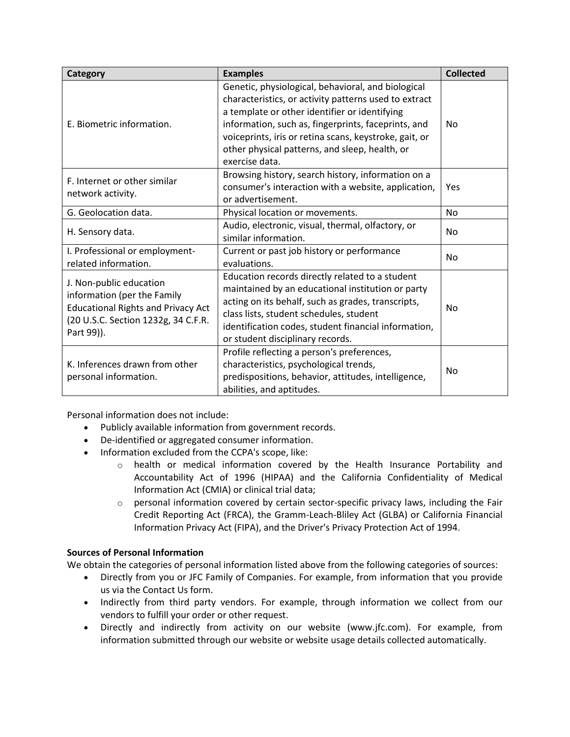| Category | Examples | Collected |
|---|---|---|
| E. Biometric information. | Genetic, physiological, behavioral, and biological characteristics, or activity patterns used to extract a template or other identifier or identifying information, such as, fingerprints, faceprints, and voiceprints, iris or retina scans, keystroke, gait, or other physical patterns, and sleep, health, or exercise data. | No |
| F. Internet or other similar network activity. | Browsing history, search history, information on a consumer's interaction with a website, application, or advertisement. | Yes |
| G. Geolocation data. | Physical location or movements. | No |
| H. Sensory data. | Audio, electronic, visual, thermal, olfactory, or similar information. | No |
| I. Professional or employment-related information. | Current or past job history or performance evaluations. | No |
| J. Non-public education information (per the Family Educational Rights and Privacy Act (20 U.S.C. Section 1232g, 34 C.F.R. Part 99)). | Education records directly related to a student maintained by an educational institution or party acting on its behalf, such as grades, transcripts, class lists, student schedules, student identification codes, student financial information, or student disciplinary records. | No |
| K. Inferences drawn from other personal information. | Profile reflecting a person's preferences, characteristics, psychological trends, predispositions, behavior, attitudes, intelligence, abilities, and aptitudes. | No |

Personal information does not include:

- Publicly available information from government records.
- De-identified or aggregated consumer information.
- Information excluded from the CCPA's scope, like:
  - health or medical information covered by the Health Insurance Portability and Accountability Act of 1996 (HIPAA) and the California Confidentiality of Medical Information Act (CMIA) or clinical trial data;
  - personal information covered by certain sector-specific privacy laws, including the Fair Credit Reporting Act (FRCA), the Gramm-Leach-Bliley Act (GLBA) or California Financial Information Privacy Act (FIPA), and the Driver's Privacy Protection Act of 1994.

**Sources of Personal Information**

We obtain the categories of personal information listed above from the following categories of sources:

- Directly from you or JFC Family of Companies. For example, from information that you provide us via the Contact Us form.
- Indirectly from third party vendors. For example, through information we collect from our vendors to fulfill your order or other request.
- Directly and indirectly from activity on our website (www.jfc.com). For example, from information submitted through our website or website usage details collected automatically.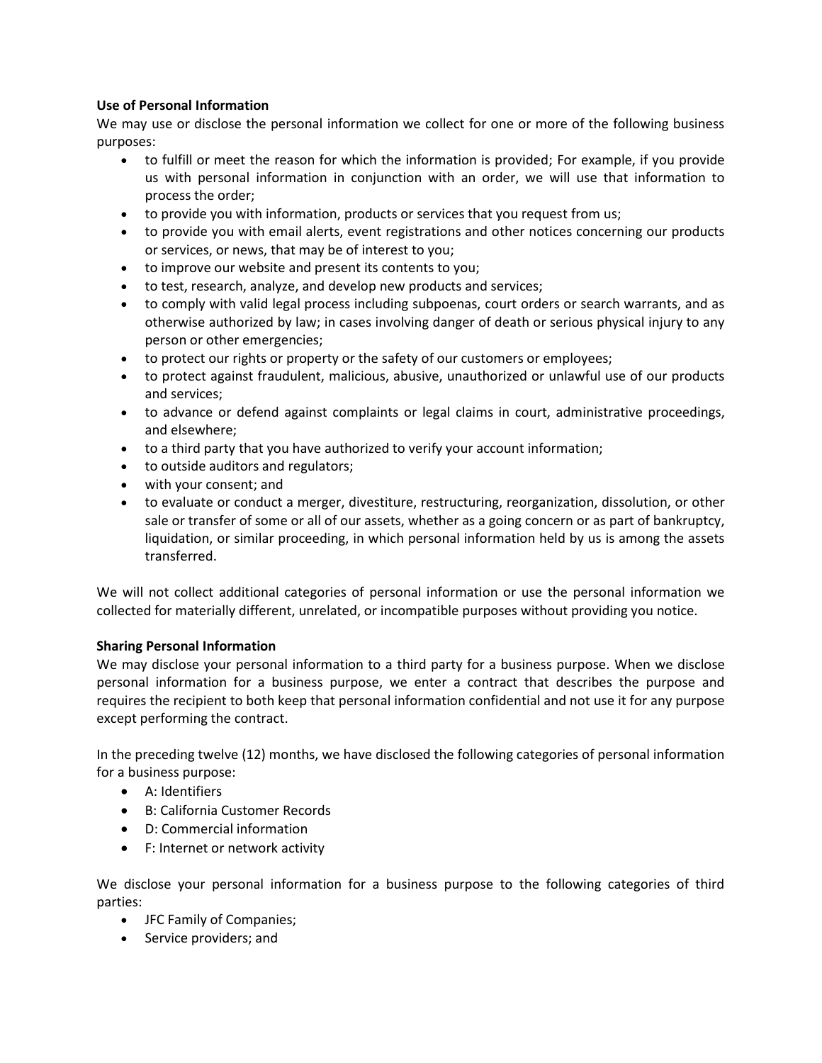**Use of Personal Information**

We may use or disclose the personal information we collect for one or more of the following business purposes:

- to fulfill or meet the reason for which the information is provided; For example, if you provide us with personal information in conjunction with an order, we will use that information to process the order;
- to provide you with information, products or services that you request from us;
- to provide you with email alerts, event registrations and other notices concerning our products or services, or news, that may be of interest to you;
- to improve our website and present its contents to you;
- to test, research, analyze, and develop new products and services;
- to comply with valid legal process including subpoenas, court orders or search warrants, and as otherwise authorized by law; in cases involving danger of death or serious physical injury to any person or other emergencies;
- to protect our rights or property or the safety of our customers or employees;
- to protect against fraudulent, malicious, abusive, unauthorized or unlawful use of our products and services;
- to advance or defend against complaints or legal claims in court, administrative proceedings, and elsewhere;
- to a third party that you have authorized to verify your account information;
- to outside auditors and regulators;
- with your consent; and
- to evaluate or conduct a merger, divestiture, restructuring, reorganization, dissolution, or other sale or transfer of some or all of our assets, whether as a going concern or as part of bankruptcy, liquidation, or similar proceeding, in which personal information held by us is among the assets transferred.

We will not collect additional categories of personal information or use the personal information we collected for materially different, unrelated, or incompatible purposes without providing you notice.

**Sharing Personal Information**

We may disclose your personal information to a third party for a business purpose. When we disclose personal information for a business purpose, we enter a contract that describes the purpose and requires the recipient to both keep that personal information confidential and not use it for any purpose except performing the contract.

In the preceding twelve (12) months, we have disclosed the following categories of personal information for a business purpose:

- A: Identifiers
- B: California Customer Records
- D: Commercial information
- F: Internet or network activity

We disclose your personal information for a business purpose to the following categories of third parties:

- JFC Family of Companies;
- Service providers; and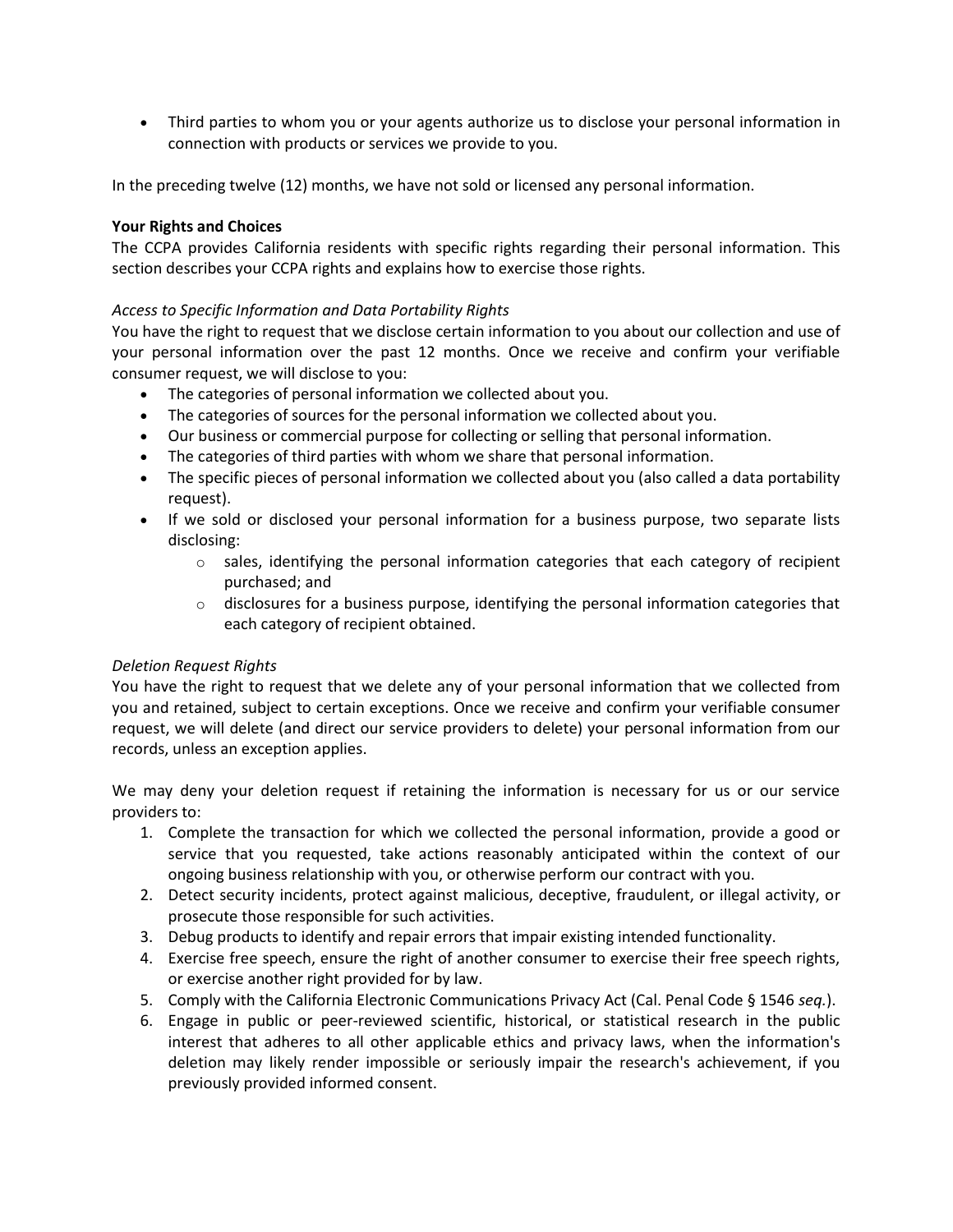- Third parties to whom you or your agents authorize us to disclose your personal information in connection with products or services we provide to you.

In the preceding twelve (12) months, we have not sold or licensed any personal information.

**Your Rights and Choices**

The CCPA provides California residents with specific rights regarding their personal information. This section describes your CCPA rights and explains how to exercise those rights.

*Access to Specific Information and Data Portability Rights*

You have the right to request that we disclose certain information to you about our collection and use of your personal information over the past 12 months. Once we receive and confirm your verifiable consumer request, we will disclose to you:

- The categories of personal information we collected about you.
- The categories of sources for the personal information we collected about you.
- Our business or commercial purpose for collecting or selling that personal information.
- The categories of third parties with whom we share that personal information.
- The specific pieces of personal information we collected about you (also called a data portability request).
- If we sold or disclosed your personal information for a business purpose, two separate lists disclosing:
    - sales, identifying the personal information categories that each category of recipient purchased; and
    - disclosures for a business purpose, identifying the personal information categories that each category of recipient obtained.

*Deletion Request Rights*

You have the right to request that we delete any of your personal information that we collected from you and retained, subject to certain exceptions. Once we receive and confirm your verifiable consumer request, we will delete (and direct our service providers to delete) your personal information from our records, unless an exception applies.

We may deny your deletion request if retaining the information is necessary for us or our service providers to:

1. Complete the transaction for which we collected the personal information, provide a good or service that you requested, take actions reasonably anticipated within the context of our ongoing business relationship with you, or otherwise perform our contract with you.
2. Detect security incidents, protect against malicious, deceptive, fraudulent, or illegal activity, or prosecute those responsible for such activities.
3. Debug products to identify and repair errors that impair existing intended functionality.
4. Exercise free speech, ensure the right of another consumer to exercise their free speech rights, or exercise another right provided for by law.
5. Comply with the California Electronic Communications Privacy Act (Cal. Penal Code § 1546 *seq.*).
6. Engage in public or peer-reviewed scientific, historical, or statistical research in the public interest that adheres to all other applicable ethics and privacy laws, when the information's deletion may likely render impossible or seriously impair the research's achievement, if you previously provided informed consent.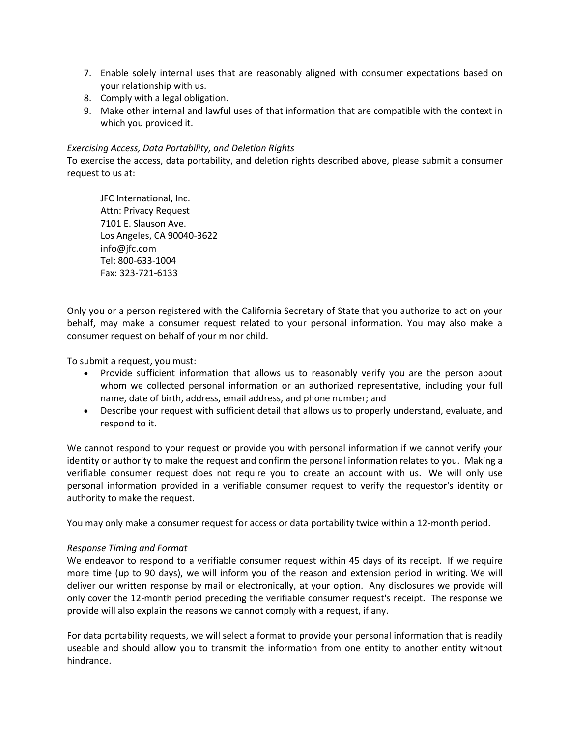7. Enable solely internal uses that are reasonably aligned with consumer expectations based on your relationship with us.
8. Comply with a legal obligation.
9. Make other internal and lawful uses of that information that are compatible with the context in which you provided it.

*Exercising Access, Data Portability, and Deletion Rights*

To exercise the access, data portability, and deletion rights described above, please submit a consumer request to us at:

JFC International, Inc.  
Attn: Privacy Request  
7101 E. Slauson Ave.  
Los Angeles, CA 90040-3622  
info@jfc.com  
Tel: 800-633-1004  
Fax: 323-721-6133

Only you or a person registered with the California Secretary of State that you authorize to act on your behalf, may make a consumer request related to your personal information. You may also make a consumer request on behalf of your minor child.

To submit a request, you must:

- Provide sufficient information that allows us to reasonably verify you are the person about whom we collected personal information or an authorized representative, including your full name, date of birth, address, email address, and phone number; and
- Describe your request with sufficient detail that allows us to properly understand, evaluate, and respond to it.

We cannot respond to your request or provide you with personal information if we cannot verify your identity or authority to make the request and confirm the personal information relates to you. Making a verifiable consumer request does not require you to create an account with us. We will only use personal information provided in a verifiable consumer request to verify the requestor's identity or authority to make the request.

You may only make a consumer request for access or data portability twice within a 12-month period.

*Response Timing and Format*

We endeavor to respond to a verifiable consumer request within 45 days of its receipt. If we require more time (up to 90 days), we will inform you of the reason and extension period in writing. We will deliver our written response by mail or electronically, at your option. Any disclosures we provide will only cover the 12-month period preceding the verifiable consumer request's receipt. The response we provide will also explain the reasons we cannot comply with a request, if any.

For data portability requests, we will select a format to provide your personal information that is readily useable and should allow you to transmit the information from one entity to another entity without hindrance.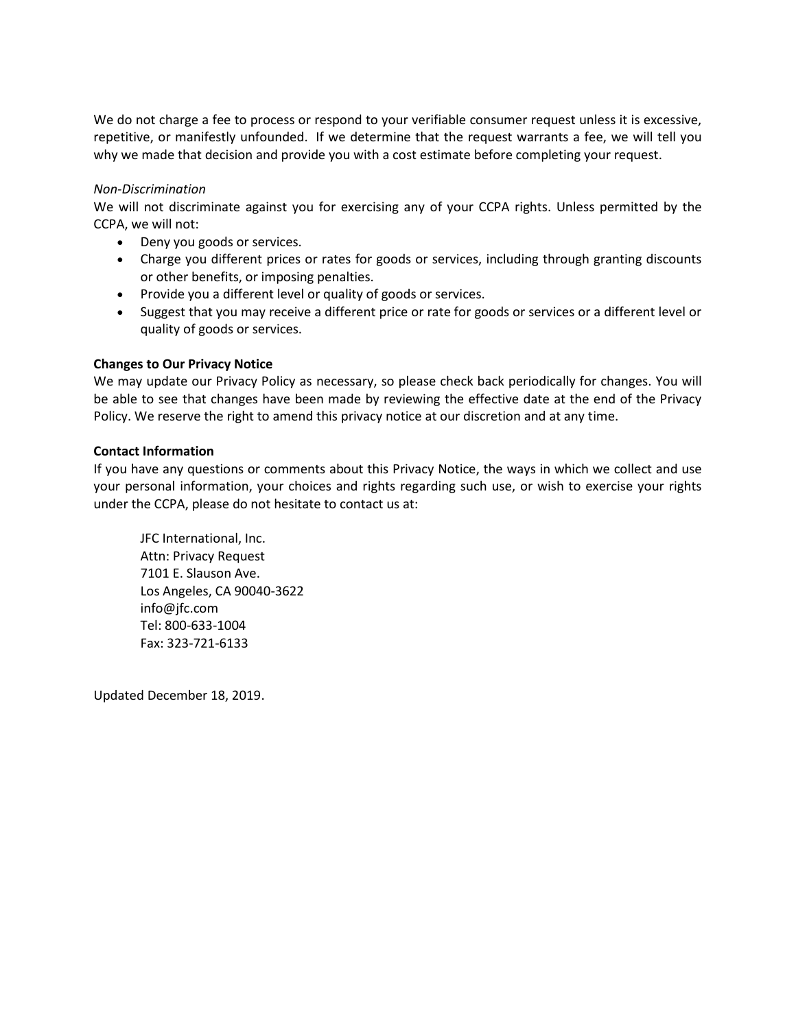We do not charge a fee to process or respond to your verifiable consumer request unless it is excessive, repetitive, or manifestly unfounded. If we determine that the request warrants a fee, we will tell you why we made that decision and provide you with a cost estimate before completing your request.

*Non-Discrimination*

We will not discriminate against you for exercising any of your CCPA rights. Unless permitted by the CCPA, we will not:

- Deny you goods or services.
- Charge you different prices or rates for goods or services, including through granting discounts or other benefits, or imposing penalties.
- Provide you a different level or quality of goods or services.
- Suggest that you may receive a different price or rate for goods or services or a different level or quality of goods or services.

**Changes to Our Privacy Notice**

We may update our Privacy Policy as necessary, so please check back periodically for changes. You will be able to see that changes have been made by reviewing the effective date at the end of the Privacy Policy. We reserve the right to amend this privacy notice at our discretion and at any time.

**Contact Information**

If you have any questions or comments about this Privacy Notice, the ways in which we collect and use your personal information, your choices and rights regarding such use, or wish to exercise your rights under the CCPA, please do not hesitate to contact us at:

JFC International, Inc.
Attn: Privacy Request
7101 E. Slauson Ave.
Los Angeles, CA 90040-3622
info@jfc.com
Tel: 800-633-1004
Fax: 323-721-6133

Updated December 18, 2019.